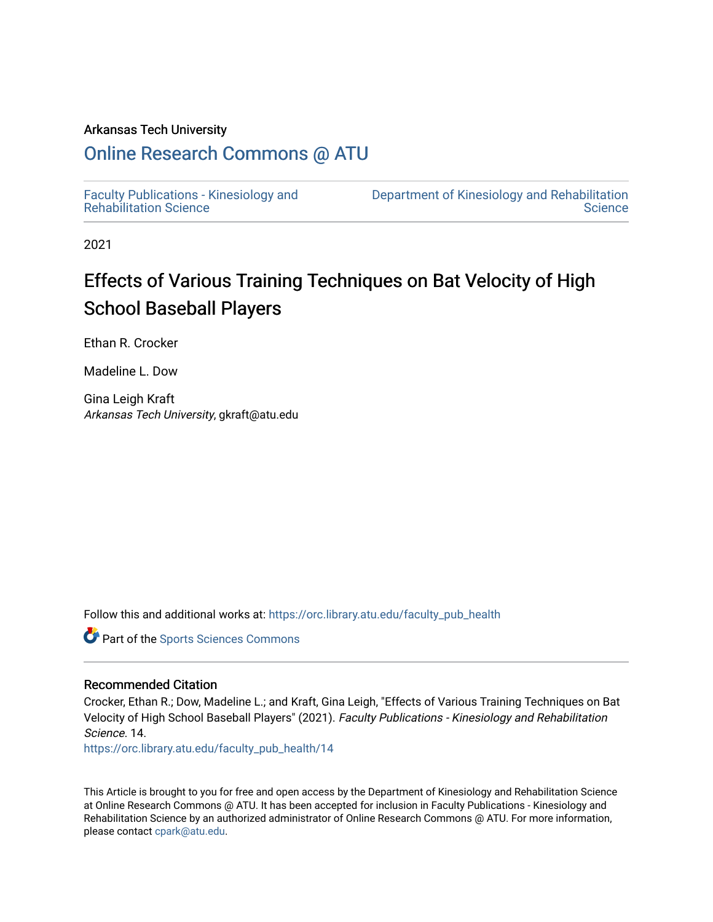Arkansas Tech University

# Online Research Commons @ ATU

Faculty Publications - Kinesiology and Rehabilitation Science

Department of Kinesiology and Rehabilitation Science

2021

# Effects of Various Training Techniques on Bat Velocity of High School Baseball Players

Ethan R. Crocker

Madeline L. Dow

Gina Leigh Kraft
*Arkansas Tech University*, gkraft@atu.edu

Follow this and additional works at: https://orc.library.atu.edu/faculty_pub_health

Part of the Sports Sciences Commons

## Recommended Citation

Crocker, Ethan R.; Dow, Madeline L.; and Kraft, Gina Leigh, "Effects of Various Training Techniques on Bat Velocity of High School Baseball Players" (2021). *Faculty Publications - Kinesiology and Rehabilitation Science*. 14.
https://orc.library.atu.edu/faculty_pub_health/14

This Article is brought to you for free and open access by the Department of Kinesiology and Rehabilitation Science at Online Research Commons @ ATU. It has been accepted for inclusion in Faculty Publications - Kinesiology and Rehabilitation Science by an authorized administrator of Online Research Commons @ ATU. For more information, please contact cpark@atu.edu.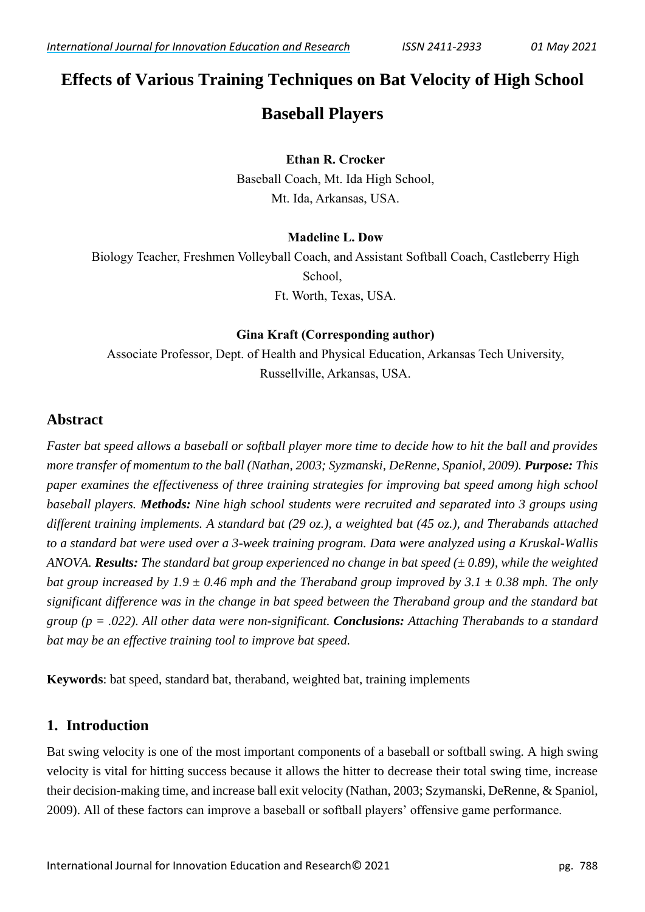# Effects of Various Training Techniques on Bat Velocity of High School Baseball Players

**Ethan R. Crocker**
Baseball Coach, Mt. Ida High School,
Mt. Ida, Arkansas, USA.

**Madeline L. Dow**
Biology Teacher, Freshmen Volleyball Coach, and Assistant Softball Coach, Castleberry High School,
Ft. Worth, Texas, USA.

**Gina Kraft (Corresponding author)**
Associate Professor, Dept. of Health and Physical Education, Arkansas Tech University,
Russellville, Arkansas, USA.

## Abstract

*Faster bat speed allows a baseball or softball player more time to decide how to hit the ball and provides more transfer of momentum to the ball (Nathan, 2003; Syzmanski, DeRenne, Spaniol, 2009).* ***Purpose:*** *This paper examines the effectiveness of three training strategies for improving bat speed among high school baseball players.* ***Methods:*** *Nine high school students were recruited and separated into 3 groups using different training implements. A standard bat (29 oz.), a weighted bat (45 oz.), and Therabands attached to a standard bat were used over a 3-week training program. Data were analyzed using a Kruskal-Wallis ANOVA.* ***Results:*** *The standard bat group experienced no change in bat speed (± 0.89), while the weighted bat group increased by 1.9 ± 0.46 mph and the Theraband group improved by 3.1 ± 0.38 mph. The only significant difference was in the change in bat speed between the Theraband group and the standard bat group (p = .022). All other data were non-significant.* ***Conclusions:*** *Attaching Therabands to a standard bat may be an effective training tool to improve bat speed.*

**Keywords**: bat speed, standard bat, theraband, weighted bat, training implements

## 1. Introduction

Bat swing velocity is one of the most important components of a baseball or softball swing. A high swing velocity is vital for hitting success because it allows the hitter to decrease their total swing time, increase their decision-making time, and increase ball exit velocity (Nathan, 2003; Szymanski, DeRenne, & Spaniol, 2009). All of these factors can improve a baseball or softball players' offensive game performance.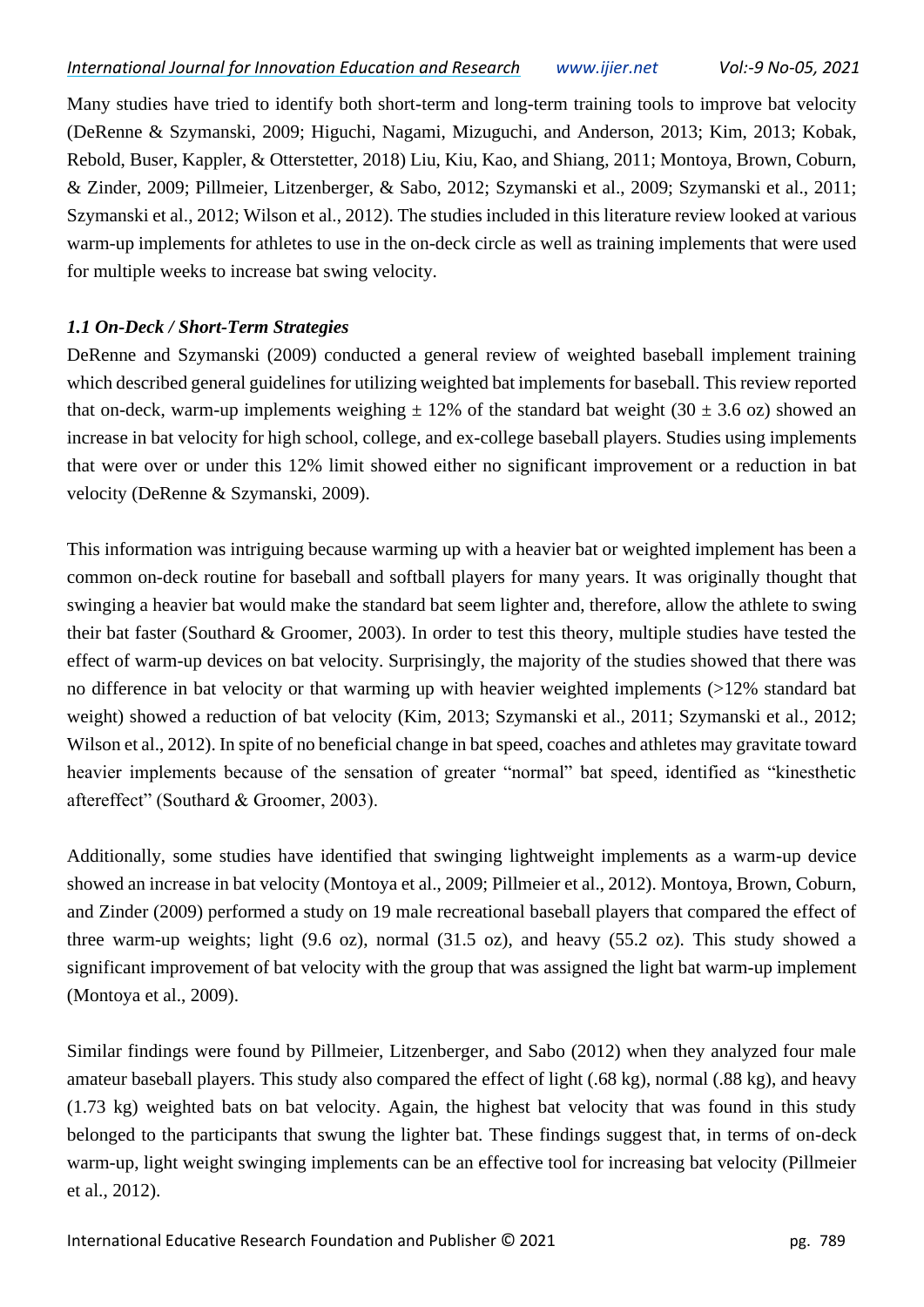Many studies have tried to identify both short-term and long-term training tools to improve bat velocity (DeRenne & Szymanski, 2009; Higuchi, Nagami, Mizuguchi, and Anderson, 2013; Kim, 2013; Kobak, Rebold, Buser, Kappler, & Otterstetter, 2018) Liu, Kiu, Kao, and Shiang, 2011; Montoya, Brown, Coburn, & Zinder, 2009; Pillmeier, Litzenberger, & Sabo, 2012; Szymanski et al., 2009; Szymanski et al., 2011; Szymanski et al., 2012; Wilson et al., 2012). The studies included in this literature review looked at various warm-up implements for athletes to use in the on-deck circle as well as training implements that were used for multiple weeks to increase bat swing velocity.

### *1.1 On-Deck / Short-Term Strategies*

DeRenne and Szymanski (2009) conducted a general review of weighted baseball implement training which described general guidelines for utilizing weighted bat implements for baseball. This review reported that on-deck, warm-up implements weighing ± 12% of the standard bat weight (30 ± 3.6 oz) showed an increase in bat velocity for high school, college, and ex-college baseball players. Studies using implements that were over or under this 12% limit showed either no significant improvement or a reduction in bat velocity (DeRenne & Szymanski, 2009).

This information was intriguing because warming up with a heavier bat or weighted implement has been a common on-deck routine for baseball and softball players for many years. It was originally thought that swinging a heavier bat would make the standard bat seem lighter and, therefore, allow the athlete to swing their bat faster (Southard & Groomer, 2003). In order to test this theory, multiple studies have tested the effect of warm-up devices on bat velocity. Surprisingly, the majority of the studies showed that there was no difference in bat velocity or that warming up with heavier weighted implements (>12% standard bat weight) showed a reduction of bat velocity (Kim, 2013; Szymanski et al., 2011; Szymanski et al., 2012; Wilson et al., 2012). In spite of no beneficial change in bat speed, coaches and athletes may gravitate toward heavier implements because of the sensation of greater "normal" bat speed, identified as "kinesthetic aftereffect" (Southard & Groomer, 2003).

Additionally, some studies have identified that swinging lightweight implements as a warm-up device showed an increase in bat velocity (Montoya et al., 2009; Pillmeier et al., 2012). Montoya, Brown, Coburn, and Zinder (2009) performed a study on 19 male recreational baseball players that compared the effect of three warm-up weights; light (9.6 oz), normal (31.5 oz), and heavy (55.2 oz). This study showed a significant improvement of bat velocity with the group that was assigned the light bat warm-up implement (Montoya et al., 2009).

Similar findings were found by Pillmeier, Litzenberger, and Sabo (2012) when they analyzed four male amateur baseball players. This study also compared the effect of light (.68 kg), normal (.88 kg), and heavy (1.73 kg) weighted bats on bat velocity. Again, the highest bat velocity that was found in this study belonged to the participants that swung the lighter bat. These findings suggest that, in terms of on-deck warm-up, light weight swinging implements can be an effective tool for increasing bat velocity (Pillmeier et al., 2012).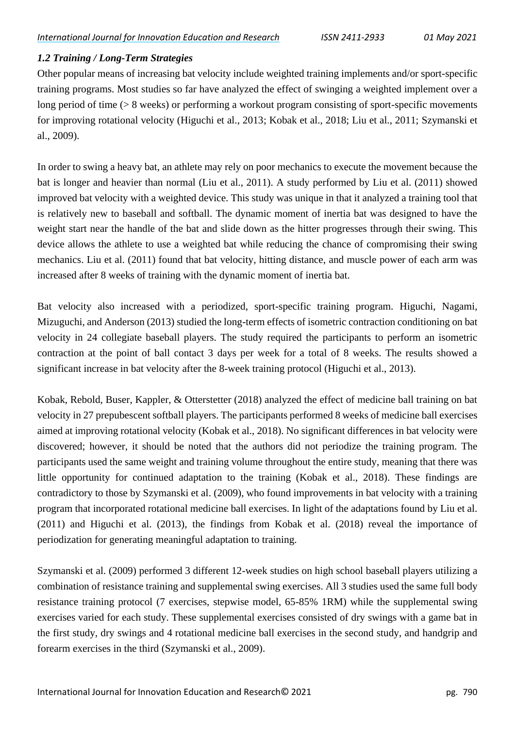### *1.2 Training / Long-Term Strategies*

Other popular means of increasing bat velocity include weighted training implements and/or sport-specific training programs. Most studies so far have analyzed the effect of swinging a weighted implement over a long period of time (> 8 weeks) or performing a workout program consisting of sport-specific movements for improving rotational velocity (Higuchi et al., 2013; Kobak et al., 2018; Liu et al., 2011; Szymanski et al., 2009).

In order to swing a heavy bat, an athlete may rely on poor mechanics to execute the movement because the bat is longer and heavier than normal (Liu et al., 2011). A study performed by Liu et al. (2011) showed improved bat velocity with a weighted device. This study was unique in that it analyzed a training tool that is relatively new to baseball and softball. The dynamic moment of inertia bat was designed to have the weight start near the handle of the bat and slide down as the hitter progresses through their swing. This device allows the athlete to use a weighted bat while reducing the chance of compromising their swing mechanics. Liu et al. (2011) found that bat velocity, hitting distance, and muscle power of each arm was increased after 8 weeks of training with the dynamic moment of inertia bat.

Bat velocity also increased with a periodized, sport-specific training program. Higuchi, Nagami, Mizuguchi, and Anderson (2013) studied the long-term effects of isometric contraction conditioning on bat velocity in 24 collegiate baseball players. The study required the participants to perform an isometric contraction at the point of ball contact 3 days per week for a total of 8 weeks. The results showed a significant increase in bat velocity after the 8-week training protocol (Higuchi et al., 2013).

Kobak, Rebold, Buser, Kappler, & Otterstetter (2018) analyzed the effect of medicine ball training on bat velocity in 27 prepubescent softball players. The participants performed 8 weeks of medicine ball exercises aimed at improving rotational velocity (Kobak et al., 2018). No significant differences in bat velocity were discovered; however, it should be noted that the authors did not periodize the training program. The participants used the same weight and training volume throughout the entire study, meaning that there was little opportunity for continued adaptation to the training (Kobak et al., 2018). These findings are contradictory to those by Szymanski et al. (2009), who found improvements in bat velocity with a training program that incorporated rotational medicine ball exercises. In light of the adaptations found by Liu et al. (2011) and Higuchi et al. (2013), the findings from Kobak et al. (2018) reveal the importance of periodization for generating meaningful adaptation to training.

Szymanski et al. (2009) performed 3 different 12-week studies on high school baseball players utilizing a combination of resistance training and supplemental swing exercises. All 3 studies used the same full body resistance training protocol (7 exercises, stepwise model, 65-85% 1RM) while the supplemental swing exercises varied for each study. These supplemental exercises consisted of dry swings with a game bat in the first study, dry swings and 4 rotational medicine ball exercises in the second study, and handgrip and forearm exercises in the third (Szymanski et al., 2009).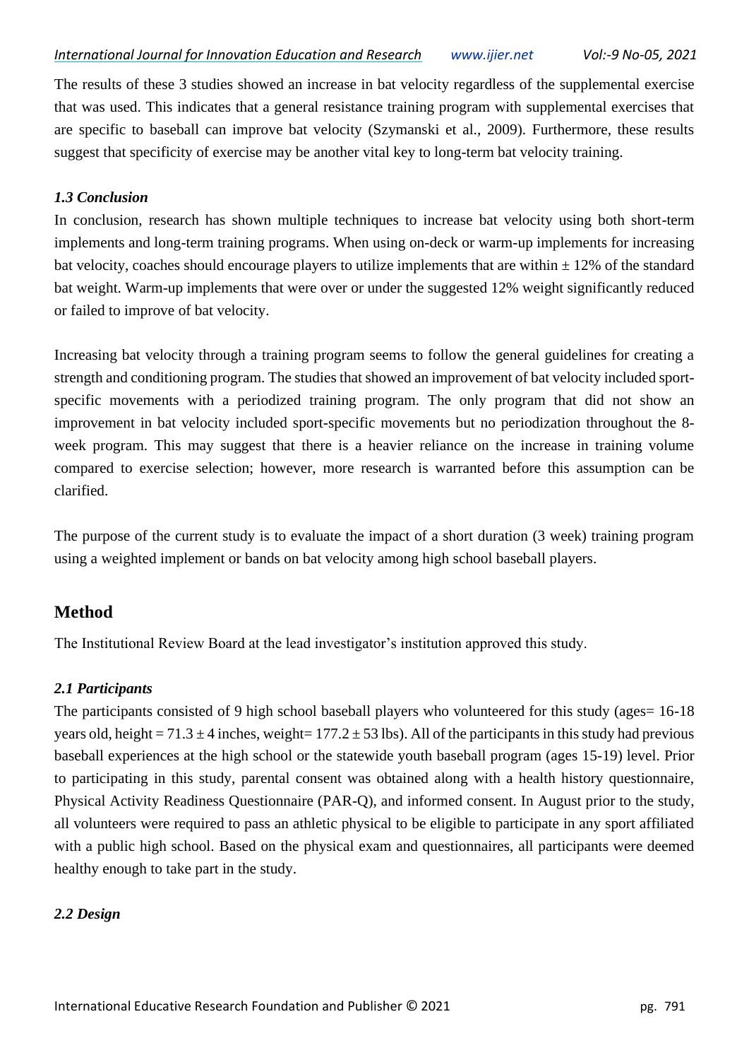The results of these 3 studies showed an increase in bat velocity regardless of the supplemental exercise that was used. This indicates that a general resistance training program with supplemental exercises that are specific to baseball can improve bat velocity (Szymanski et al., 2009). Furthermore, these results suggest that specificity of exercise may be another vital key to long-term bat velocity training.

### *1.3 Conclusion*

In conclusion, research has shown multiple techniques to increase bat velocity using both short-term implements and long-term training programs. When using on-deck or warm-up implements for increasing bat velocity, coaches should encourage players to utilize implements that are within ± 12% of the standard bat weight. Warm-up implements that were over or under the suggested 12% weight significantly reduced or failed to improve of bat velocity.

Increasing bat velocity through a training program seems to follow the general guidelines for creating a strength and conditioning program. The studies that showed an improvement of bat velocity included sport-specific movements with a periodized training program. The only program that did not show an improvement in bat velocity included sport-specific movements but no periodization throughout the 8-week program. This may suggest that there is a heavier reliance on the increase in training volume compared to exercise selection; however, more research is warranted before this assumption can be clarified.

The purpose of the current study is to evaluate the impact of a short duration (3 week) training program using a weighted implement or bands on bat velocity among high school baseball players.

## Method

The Institutional Review Board at the lead investigator's institution approved this study.

### *2.1 Participants*

The participants consisted of 9 high school baseball players who volunteered for this study (ages= 16-18 years old, height = 71.3 ± 4 inches, weight= 177.2 ± 53 lbs). All of the participants in this study had previous baseball experiences at the high school or the statewide youth baseball program (ages 15-19) level. Prior to participating in this study, parental consent was obtained along with a health history questionnaire, Physical Activity Readiness Questionnaire (PAR-Q), and informed consent. In August prior to the study, all volunteers were required to pass an athletic physical to be eligible to participate in any sport affiliated with a public high school. Based on the physical exam and questionnaires, all participants were deemed healthy enough to take part in the study.

### *2.2 Design*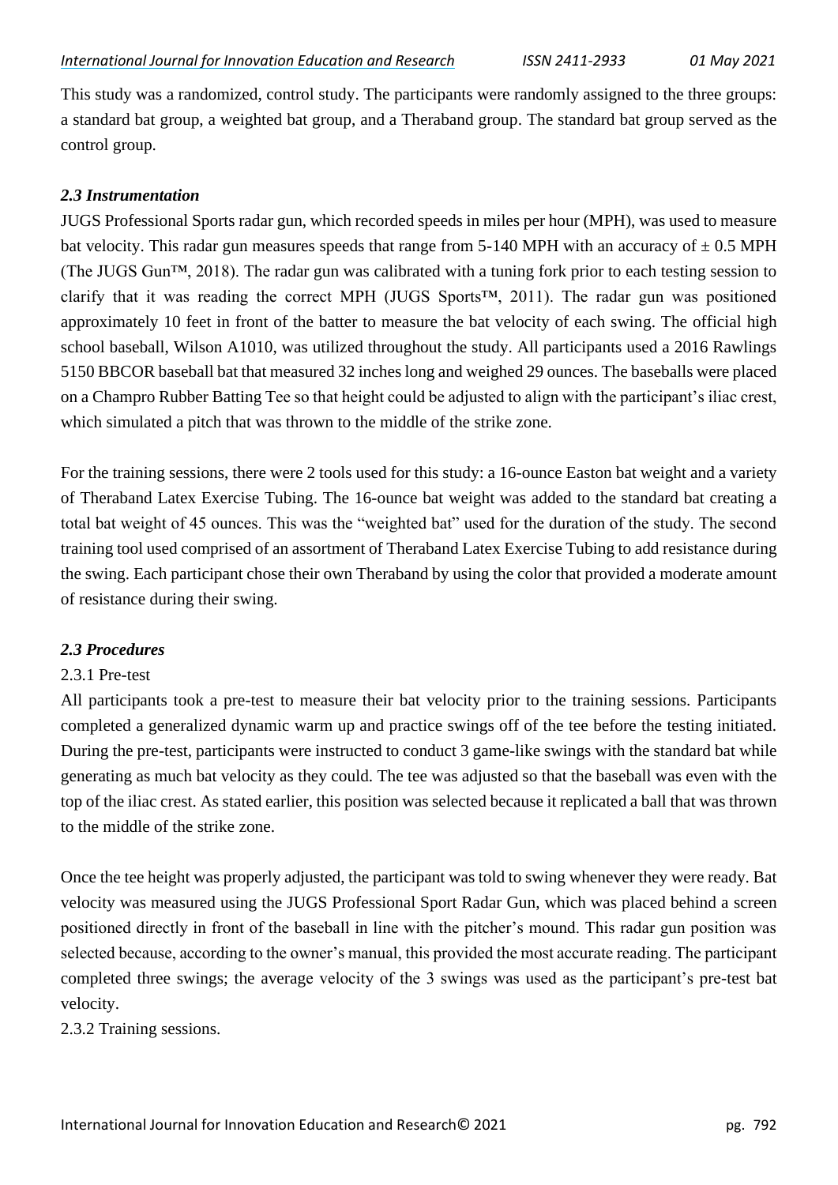This study was a randomized, control study. The participants were randomly assigned to the three groups: a standard bat group, a weighted bat group, and a Theraband group. The standard bat group served as the control group.

### *2.3 Instrumentation*

JUGS Professional Sports radar gun, which recorded speeds in miles per hour (MPH), was used to measure bat velocity. This radar gun measures speeds that range from 5-140 MPH with an accuracy of ± 0.5 MPH (The JUGS Gun™, 2018). The radar gun was calibrated with a tuning fork prior to each testing session to clarify that it was reading the correct MPH (JUGS Sports™, 2011). The radar gun was positioned approximately 10 feet in front of the batter to measure the bat velocity of each swing. The official high school baseball, Wilson A1010, was utilized throughout the study. All participants used a 2016 Rawlings 5150 BBCOR baseball bat that measured 32 inches long and weighed 29 ounces. The baseballs were placed on a Champro Rubber Batting Tee so that height could be adjusted to align with the participant's iliac crest, which simulated a pitch that was thrown to the middle of the strike zone.

For the training sessions, there were 2 tools used for this study: a 16-ounce Easton bat weight and a variety of Theraband Latex Exercise Tubing. The 16-ounce bat weight was added to the standard bat creating a total bat weight of 45 ounces. This was the "weighted bat" used for the duration of the study. The second training tool used comprised of an assortment of Theraband Latex Exercise Tubing to add resistance during the swing. Each participant chose their own Theraband by using the color that provided a moderate amount of resistance during their swing.

### *2.3 Procedures*

2.3.1 Pre-test

All participants took a pre-test to measure their bat velocity prior to the training sessions. Participants completed a generalized dynamic warm up and practice swings off of the tee before the testing initiated. During the pre-test, participants were instructed to conduct 3 game-like swings with the standard bat while generating as much bat velocity as they could. The tee was adjusted so that the baseball was even with the top of the iliac crest. As stated earlier, this position was selected because it replicated a ball that was thrown to the middle of the strike zone.

Once the tee height was properly adjusted, the participant was told to swing whenever they were ready. Bat velocity was measured using the JUGS Professional Sport Radar Gun, which was placed behind a screen positioned directly in front of the baseball in line with the pitcher's mound. This radar gun position was selected because, according to the owner's manual, this provided the most accurate reading. The participant completed three swings; the average velocity of the 3 swings was used as the participant's pre-test bat velocity.

2.3.2 Training sessions.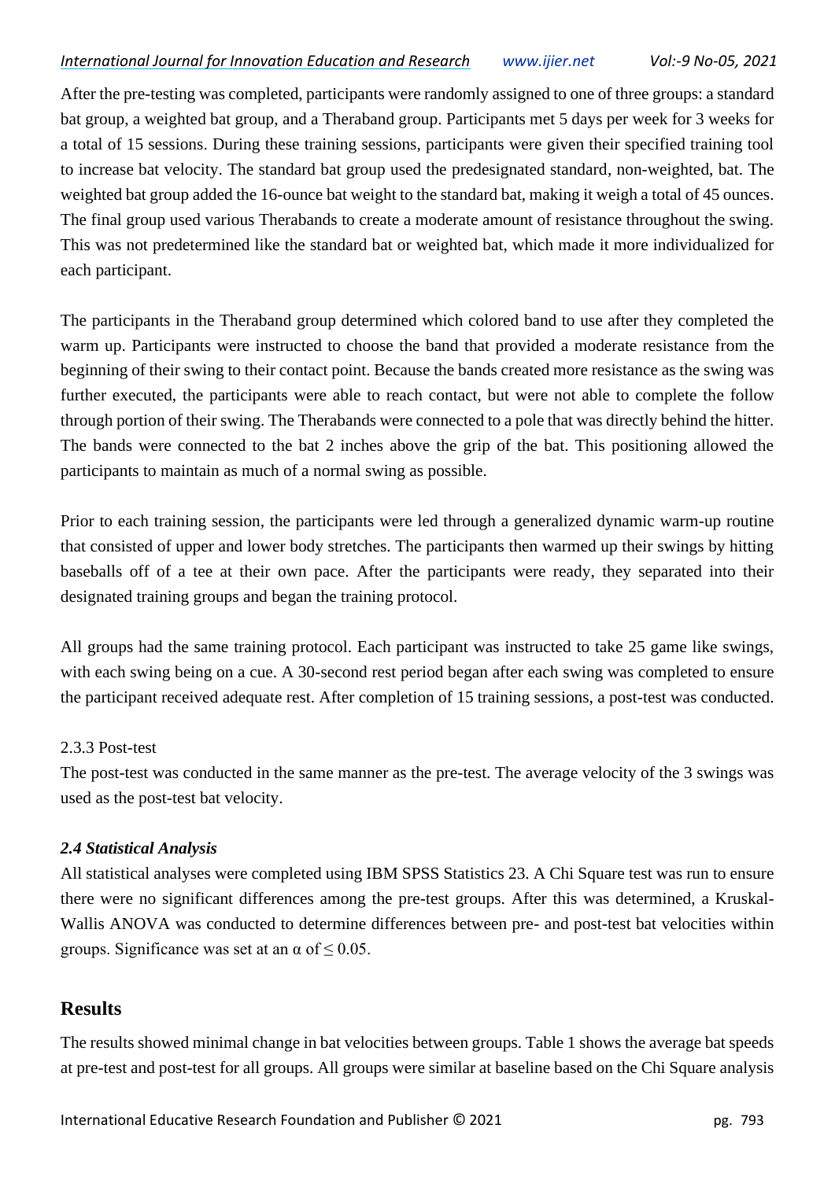After the pre-testing was completed, participants were randomly assigned to one of three groups: a standard bat group, a weighted bat group, and a Theraband group. Participants met 5 days per week for 3 weeks for a total of 15 sessions. During these training sessions, participants were given their specified training tool to increase bat velocity. The standard bat group used the predesignated standard, non-weighted, bat. The weighted bat group added the 16-ounce bat weight to the standard bat, making it weigh a total of 45 ounces. The final group used various Therabands to create a moderate amount of resistance throughout the swing. This was not predetermined like the standard bat or weighted bat, which made it more individualized for each participant.

The participants in the Theraband group determined which colored band to use after they completed the warm up. Participants were instructed to choose the band that provided a moderate resistance from the beginning of their swing to their contact point. Because the bands created more resistance as the swing was further executed, the participants were able to reach contact, but were not able to complete the follow through portion of their swing. The Therabands were connected to a pole that was directly behind the hitter. The bands were connected to the bat 2 inches above the grip of the bat. This positioning allowed the participants to maintain as much of a normal swing as possible.

Prior to each training session, the participants were led through a generalized dynamic warm-up routine that consisted of upper and lower body stretches. The participants then warmed up their swings by hitting baseballs off of a tee at their own pace. After the participants were ready, they separated into their designated training groups and began the training protocol.

All groups had the same training protocol. Each participant was instructed to take 25 game like swings, with each swing being on a cue. A 30-second rest period began after each swing was completed to ensure the participant received adequate rest. After completion of 15 training sessions, a post-test was conducted.

2.3.3 Post-test

The post-test was conducted in the same manner as the pre-test. The average velocity of the 3 swings was used as the post-test bat velocity.

### *2.4 Statistical Analysis*

All statistical analyses were completed using IBM SPSS Statistics 23. A Chi Square test was run to ensure there were no significant differences among the pre-test groups. After this was determined, a Kruskal-Wallis ANOVA was conducted to determine differences between pre- and post-test bat velocities within groups. Significance was set at an $\alpha$ of $\leq 0.05$.

## Results

The results showed minimal change in bat velocities between groups. Table 1 shows the average bat speeds at pre-test and post-test for all groups. All groups were similar at baseline based on the Chi Square analysis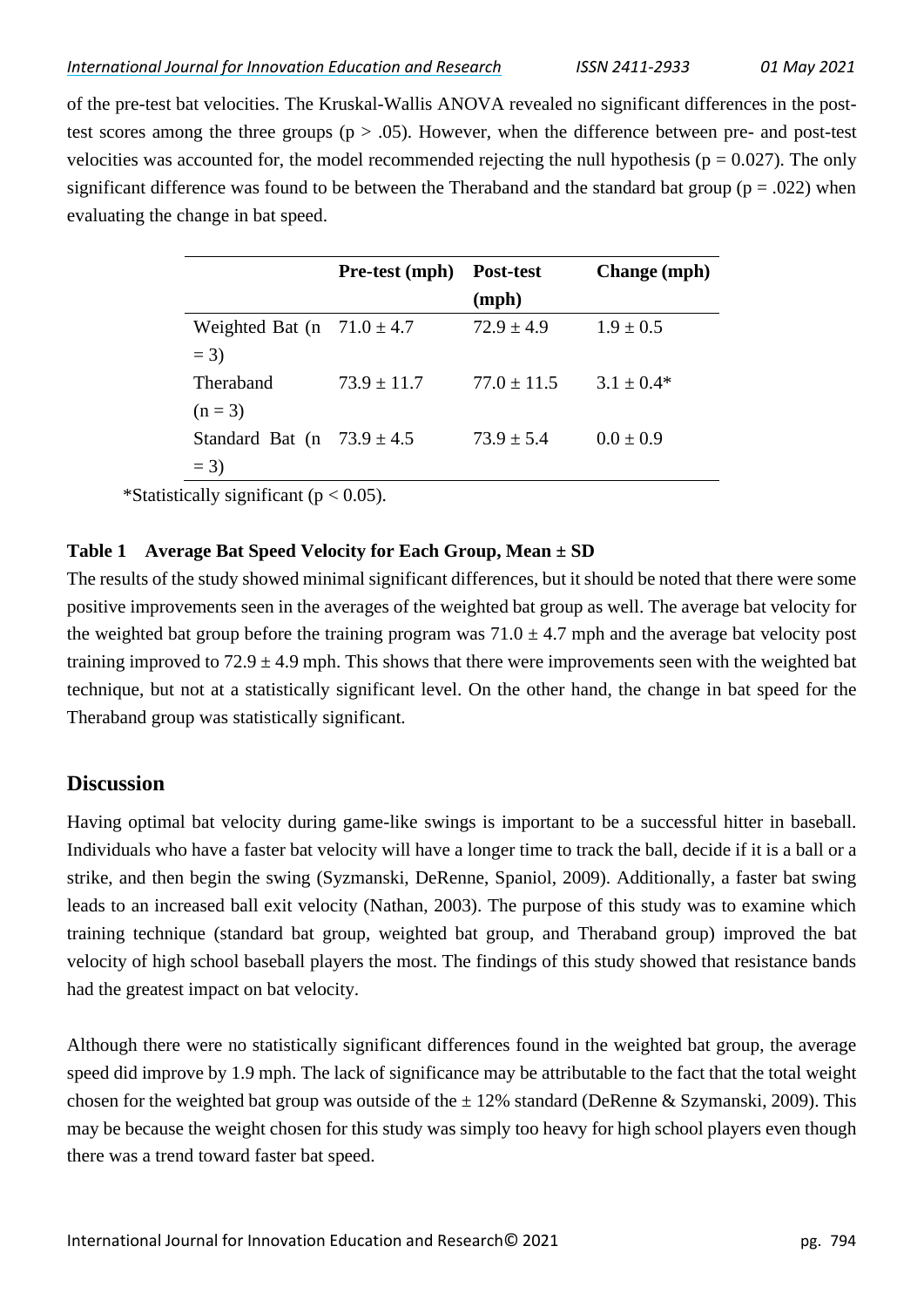of the pre-test bat velocities. The Kruskal-Wallis ANOVA revealed no significant differences in the post-test scores among the three groups ($p > .05$). However, when the difference between pre- and post-test velocities was accounted for, the model recommended rejecting the null hypothesis ($p = 0.027$). The only significant difference was found to be between the Theraband and the standard bat group ($p = .022$) when evaluating the change in bat speed.

| | Pre-test (mph) | Post-test (mph) | Change (mph) |
|---|---|---|---|
| Weighted Bat (n = 3) | $71.0 \pm 4.7$ | $72.9 \pm 4.9$ | $1.9 \pm 0.5$ |
| Theraband (n = 3) | $73.9 \pm 11.7$ | $77.0 \pm 11.5$ | $3.1 \pm 0.4$* |
| Standard Bat (n = 3) | $73.9 \pm 4.5$ | $73.9 \pm 5.4$ | $0.0 \pm 0.9$ |

*Statistically significant ($p < 0.05$).

**Table 1 Average Bat Speed Velocity for Each Group, Mean ± SD**

The results of the study showed minimal significant differences, but it should be noted that there were some positive improvements seen in the averages of the weighted bat group as well. The average bat velocity for the weighted bat group before the training program was $71.0 \pm 4.7$ mph and the average bat velocity post training improved to $72.9 \pm 4.9$ mph. This shows that there were improvements seen with the weighted bat technique, but not at a statistically significant level. On the other hand, the change in bat speed for the Theraband group was statistically significant.

## Discussion

Having optimal bat velocity during game-like swings is important to be a successful hitter in baseball. Individuals who have a faster bat velocity will have a longer time to track the ball, decide if it is a ball or a strike, and then begin the swing (Syzmanski, DeRenne, Spaniol, 2009). Additionally, a faster bat swing leads to an increased ball exit velocity (Nathan, 2003). The purpose of this study was to examine which training technique (standard bat group, weighted bat group, and Theraband group) improved the bat velocity of high school baseball players the most. The findings of this study showed that resistance bands had the greatest impact on bat velocity.

Although there were no statistically significant differences found in the weighted bat group, the average speed did improve by 1.9 mph. The lack of significance may be attributable to the fact that the total weight chosen for the weighted bat group was outside of the ± 12% standard (DeRenne & Szymanski, 2009). This may be because the weight chosen for this study was simply too heavy for high school players even though there was a trend toward faster bat speed.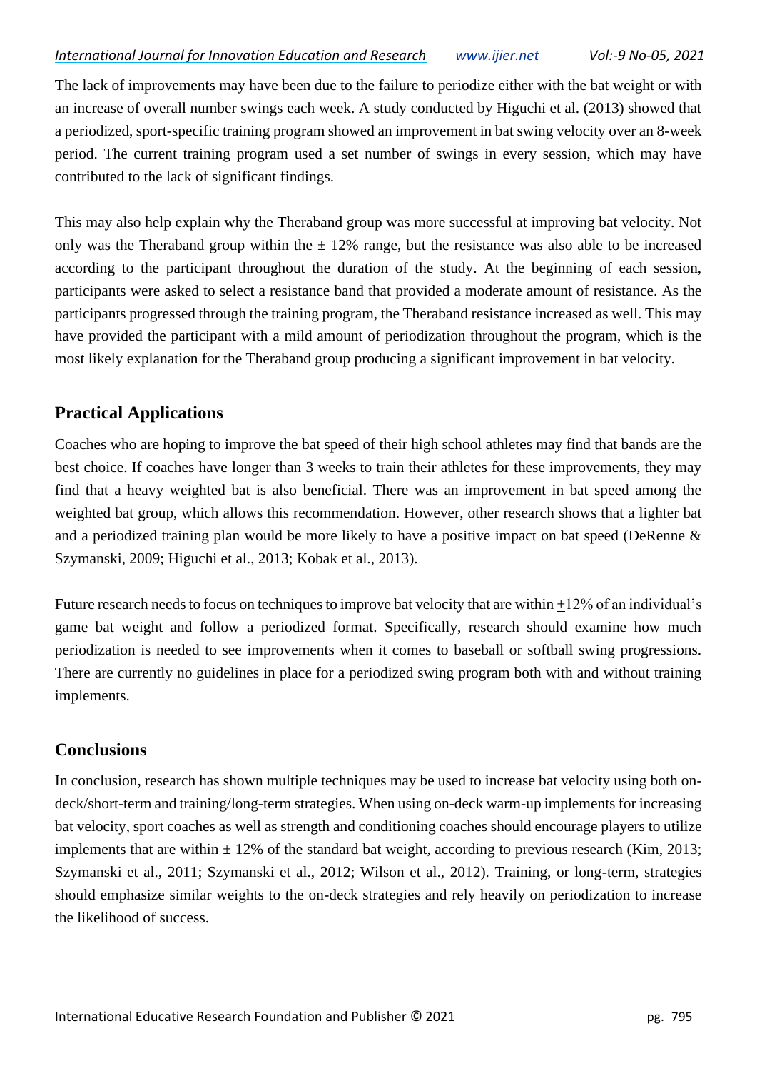The lack of improvements may have been due to the failure to periodize either with the bat weight or with an increase of overall number swings each week. A study conducted by Higuchi et al. (2013) showed that a periodized, sport-specific training program showed an improvement in bat swing velocity over an 8-week period. The current training program used a set number of swings in every session, which may have contributed to the lack of significant findings.

This may also help explain why the Theraband group was more successful at improving bat velocity. Not only was the Theraband group within the ± 12% range, but the resistance was also able to be increased according to the participant throughout the duration of the study. At the beginning of each session, participants were asked to select a resistance band that provided a moderate amount of resistance. As the participants progressed through the training program, the Theraband resistance increased as well. This may have provided the participant with a mild amount of periodization throughout the program, which is the most likely explanation for the Theraband group producing a significant improvement in bat velocity.

## Practical Applications

Coaches who are hoping to improve the bat speed of their high school athletes may find that bands are the best choice. If coaches have longer than 3 weeks to train their athletes for these improvements, they may find that a heavy weighted bat is also beneficial. There was an improvement in bat speed among the weighted bat group, which allows this recommendation. However, other research shows that a lighter bat and a periodized training plan would be more likely to have a positive impact on bat speed (DeRenne & Szymanski, 2009; Higuchi et al., 2013; Kobak et al., 2013).

Future research needs to focus on techniques to improve bat velocity that are within ±12% of an individual's game bat weight and follow a periodized format. Specifically, research should examine how much periodization is needed to see improvements when it comes to baseball or softball swing progressions. There are currently no guidelines in place for a periodized swing program both with and without training implements.

## Conclusions

In conclusion, research has shown multiple techniques may be used to increase bat velocity using both on-deck/short-term and training/long-term strategies. When using on-deck warm-up implements for increasing bat velocity, sport coaches as well as strength and conditioning coaches should encourage players to utilize implements that are within ± 12% of the standard bat weight, according to previous research (Kim, 2013; Szymanski et al., 2011; Szymanski et al., 2012; Wilson et al., 2012). Training, or long-term, strategies should emphasize similar weights to the on-deck strategies and rely heavily on periodization to increase the likelihood of success.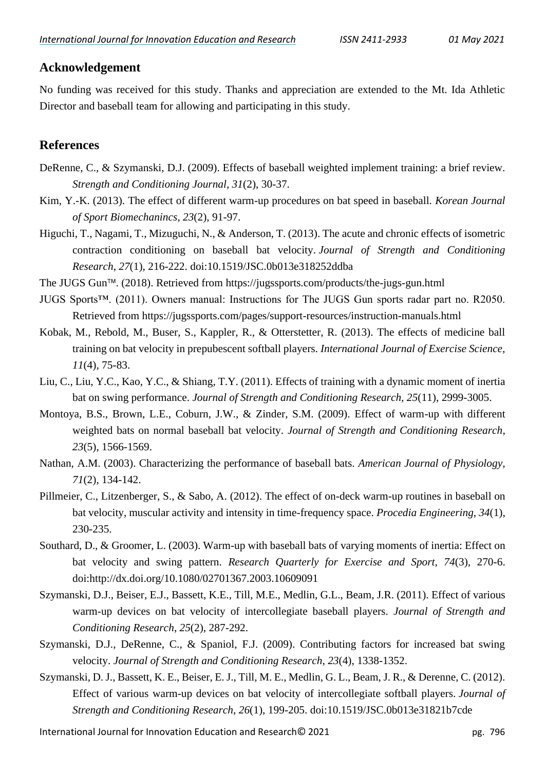## Acknowledgement

No funding was received for this study. Thanks and appreciation are extended to the Mt. Ida Athletic Director and baseball team for allowing and participating in this study.

## References

DeRenne, C., & Szymanski, D.J. (2009). Effects of baseball weighted implement training: a brief review. *Strength and Conditioning Journal*, *31*(2), 30-37.

Kim, Y.-K. (2013). The effect of different warm-up procedures on bat speed in baseball. *Korean Journal of Sport Biomechanincs*, *23*(2), 91-97.

Higuchi, T., Nagami, T., Mizuguchi, N., & Anderson, T. (2013). The acute and chronic effects of isometric contraction conditioning on baseball bat velocity. *Journal of Strength and Conditioning Research*, *27*(1), 216-222. doi:10.1519/JSC.0b013e318252ddba

The JUGS Gun™. (2018). Retrieved from https://jugssports.com/products/the-jugs-gun.html

JUGS Sports™. (2011). Owners manual: Instructions for The JUGS Gun sports radar part no. R2050. Retrieved from https://jugssports.com/pages/support-resources/instruction-manuals.html

Kobak, M., Rebold, M., Buser, S., Kappler, R., & Otterstetter, R. (2013). The effects of medicine ball training on bat velocity in prepubescent softball players. *International Journal of Exercise Science*, *11*(4), 75-83.

Liu, C., Liu, Y.C., Kao, Y.C., & Shiang, T.Y. (2011). Effects of training with a dynamic moment of inertia bat on swing performance. *Journal of Strength and Conditioning Research*, *25*(11), 2999-3005.

Montoya, B.S., Brown, L.E., Coburn, J.W., & Zinder, S.M. (2009). Effect of warm-up with different weighted bats on normal baseball bat velocity. *Journal of Strength and Conditioning Research*, *23*(5), 1566-1569.

Nathan, A.M. (2003). Characterizing the performance of baseball bats. *American Journal of Physiology*, *71*(2), 134-142.

Pillmeier, C., Litzenberger, S., & Sabo, A. (2012). The effect of on-deck warm-up routines in baseball on bat velocity, muscular activity and intensity in time-frequency space. *Procedia Engineering*, *34*(1), 230-235.

Southard, D., & Groomer, L. (2003). Warm-up with baseball bats of varying moments of inertia: Effect on bat velocity and swing pattern. *Research Quarterly for Exercise and Sport*, *74*(3), 270-6. doi:http://dx.doi.org/10.1080/02701367.2003.10609091

Szymanski, D.J., Beiser, E.J., Bassett, K.E., Till, M.E., Medlin, G.L., Beam, J.R. (2011). Effect of various warm-up devices on bat velocity of intercollegiate baseball players. *Journal of Strength and Conditioning Research*, *25*(2), 287-292.

Szymanski, D.J., DeRenne, C., & Spaniol, F.J. (2009). Contributing factors for increased bat swing velocity. *Journal of Strength and Conditioning Research*, *23*(4), 1338-1352.

Szymanski, D. J., Bassett, K. E., Beiser, E. J., Till, M. E., Medlin, G. L., Beam, J. R., & Derenne, C. (2012). Effect of various warm-up devices on bat velocity of intercollegiate softball players. *Journal of Strength and Conditioning Research*, *26*(1), 199-205. doi:10.1519/JSC.0b013e31821b7cde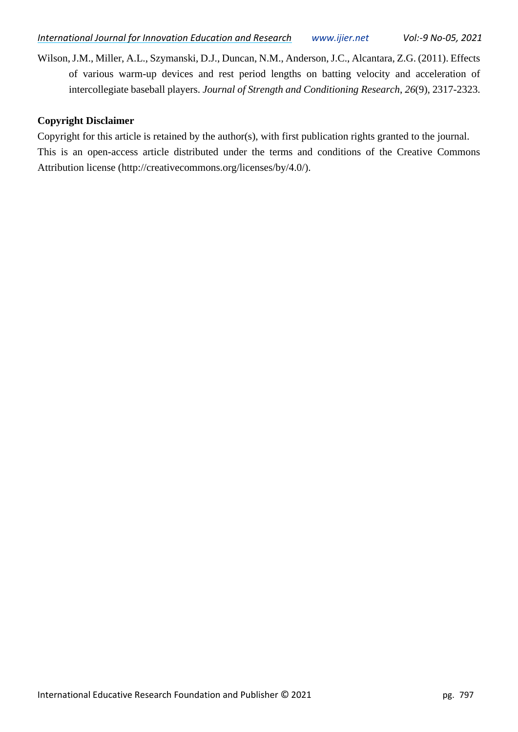Wilson, J.M., Miller, A.L., Szymanski, D.J., Duncan, N.M., Anderson, J.C., Alcantara, Z.G. (2011). Effects of various warm-up devices and rest period lengths on batting velocity and acceleration of intercollegiate baseball players. *Journal of Strength and Conditioning Research*, *26*(9), 2317-2323.

**Copyright Disclaimer**

Copyright for this article is retained by the author(s), with first publication rights granted to the journal. This is an open-access article distributed under the terms and conditions of the Creative Commons Attribution license (http://creativecommons.org/licenses/by/4.0/).